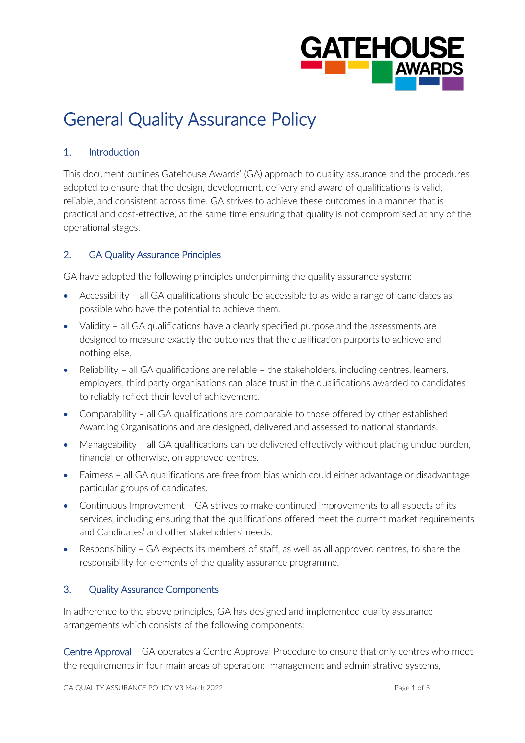# General Quality Assurance Policy

## 1. Introduction

This document outlines Gatehouse Awards' (GA) approach to quality assurance and the procedures adopted to ensure that the design, development, delivery and award of qualifications is valid, reliable, and consistent across time. GA strives to achieve these outcomes in a manner that is practical and cost-effective, at the same time ensuring that quality is not compromised at any of the operational stages.

## 2. GA Quality Assurance Principles

GA have adopted the following principles underpinning the quality assurance system:

- Accessibility – all GA qualifications should be accessible to as wide a range of candidates as possible who have the potential to achieve them.
- Validity – all GA qualifications have a clearly specified purpose and the assessments are designed to measure exactly the outcomes that the qualification purports to achieve and nothing else.
- Reliability – all GA qualifications are reliable – the stakeholders, including centres, learners, employers, third party organisations can place trust in the qualifications awarded to candidates to reliably reflect their level of achievement.
- Comparability – all GA qualifications are comparable to those offered by other established Awarding Organisations and are designed, delivered and assessed to national standards.
- Manageability – all GA qualifications can be delivered effectively without placing undue burden, financial or otherwise, on approved centres.
- Fairness – all GA qualifications are free from bias which could either advantage or disadvantage particular groups of candidates.
- Continuous Improvement – GA strives to make continued improvements to all aspects of its services, including ensuring that the qualifications offered meet the current market requirements and Candidates' and other stakeholders' needs.
- Responsibility – GA expects its members of staff, as well as all approved centres, to share the responsibility for elements of the quality assurance programme.

## 3. Quality Assurance Components

In adherence to the above principles, GA has designed and implemented quality assurance arrangements which consists of the following components:

Centre Approval – GA operates a Centre Approval Procedure to ensure that only centres who meet the requirements in four main areas of operation: management and administrative systems,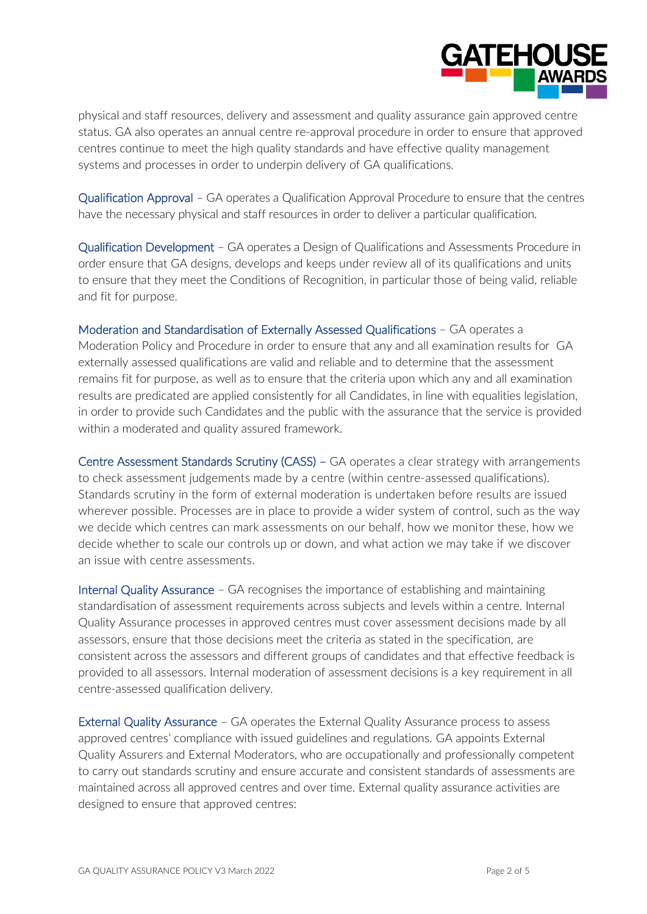physical and staff resources, delivery and assessment and quality assurance gain approved centre status. GA also operates an annual centre re-approval procedure in order to ensure that approved centres continue to meet the high quality standards and have effective quality management systems and processes in order to underpin delivery of GA qualifications.

Qualification Approval – GA operates a Qualification Approval Procedure to ensure that the centres have the necessary physical and staff resources in order to deliver a particular qualification.

Qualification Development – GA operates a Design of Qualifications and Assessments Procedure in order ensure that GA designs, develops and keeps under review all of its qualifications and units to ensure that they meet the Conditions of Recognition, in particular those of being valid, reliable and fit for purpose.

Moderation and Standardisation of Externally Assessed Qualifications – GA operates a Moderation Policy and Procedure in order to ensure that any and all examination results for GA externally assessed qualifications are valid and reliable and to determine that the assessment remains fit for purpose, as well as to ensure that the criteria upon which any and all examination results are predicated are applied consistently for all Candidates, in line with equalities legislation, in order to provide such Candidates and the public with the assurance that the service is provided within a moderated and quality assured framework.

Centre Assessment Standards Scrutiny (CASS) – GA operates a clear strategy with arrangements to check assessment judgements made by a centre (within centre-assessed qualifications). Standards scrutiny in the form of external moderation is undertaken before results are issued wherever possible. Processes are in place to provide a wider system of control, such as the way we decide which centres can mark assessments on our behalf, how we monitor these, how we decide whether to scale our controls up or down, and what action we may take if we discover an issue with centre assessments.

Internal Quality Assurance – GA recognises the importance of establishing and maintaining standardisation of assessment requirements across subjects and levels within a centre. Internal Quality Assurance processes in approved centres must cover assessment decisions made by all assessors, ensure that those decisions meet the criteria as stated in the specification, are consistent across the assessors and different groups of candidates and that effective feedback is provided to all assessors. Internal moderation of assessment decisions is a key requirement in all centre-assessed qualification delivery.

External Quality Assurance – GA operates the External Quality Assurance process to assess approved centres' compliance with issued guidelines and regulations. GA appoints External Quality Assurers and External Moderators, who are occupationally and professionally competent to carry out standards scrutiny and ensure accurate and consistent standards of assessments are maintained across all approved centres and over time. External quality assurance activities are designed to ensure that approved centres: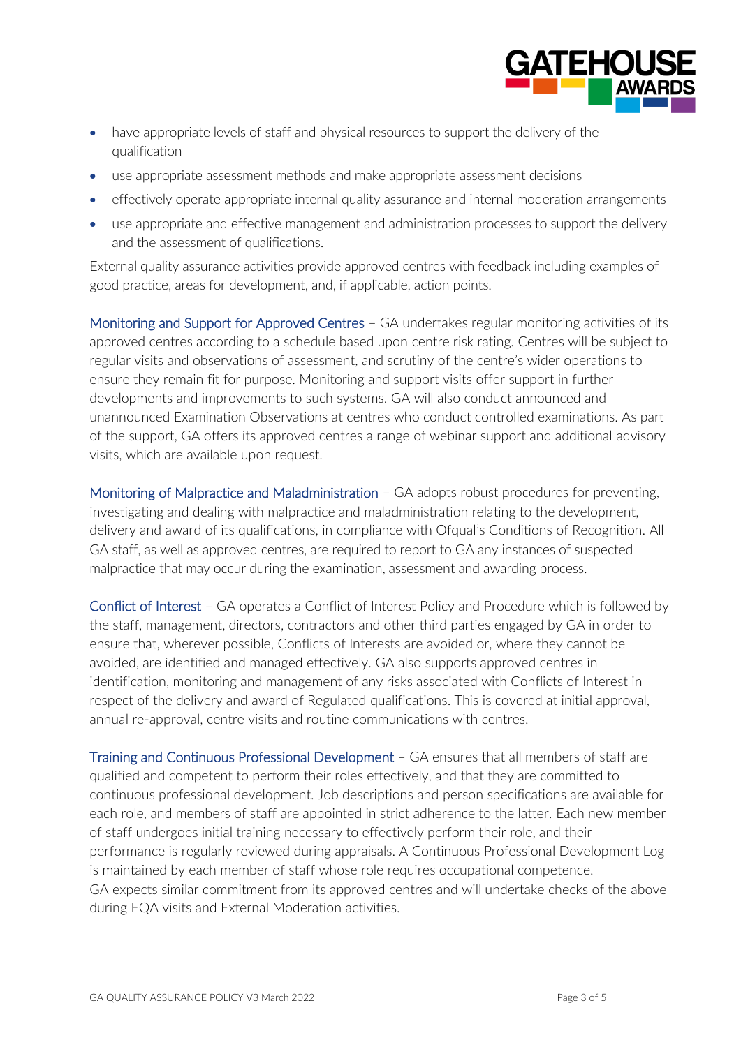- have appropriate levels of staff and physical resources to support the delivery of the qualification
- use appropriate assessment methods and make appropriate assessment decisions
- effectively operate appropriate internal quality assurance and internal moderation arrangements
- use appropriate and effective management and administration processes to support the delivery and the assessment of qualifications.

External quality assurance activities provide approved centres with feedback including examples of good practice, areas for development, and, if applicable, action points.

Monitoring and Support for Approved Centres – GA undertakes regular monitoring activities of its approved centres according to a schedule based upon centre risk rating. Centres will be subject to regular visits and observations of assessment, and scrutiny of the centre's wider operations to ensure they remain fit for purpose. Monitoring and support visits offer support in further developments and improvements to such systems. GA will also conduct announced and unannounced Examination Observations at centres who conduct controlled examinations. As part of the support, GA offers its approved centres a range of webinar support and additional advisory visits, which are available upon request.

Monitoring of Malpractice and Maladministration – GA adopts robust procedures for preventing, investigating and dealing with malpractice and maladministration relating to the development, delivery and award of its qualifications, in compliance with Ofqual's Conditions of Recognition. All GA staff, as well as approved centres, are required to report to GA any instances of suspected malpractice that may occur during the examination, assessment and awarding process.

Conflict of Interest – GA operates a Conflict of Interest Policy and Procedure which is followed by the staff, management, directors, contractors and other third parties engaged by GA in order to ensure that, wherever possible, Conflicts of Interests are avoided or, where they cannot be avoided, are identified and managed effectively. GA also supports approved centres in identification, monitoring and management of any risks associated with Conflicts of Interest in respect of the delivery and award of Regulated qualifications. This is covered at initial approval, annual re-approval, centre visits and routine communications with centres.

Training and Continuous Professional Development – GA ensures that all members of staff are qualified and competent to perform their roles effectively, and that they are committed to continuous professional development. Job descriptions and person specifications are available for each role, and members of staff are appointed in strict adherence to the latter. Each new member of staff undergoes initial training necessary to effectively perform their role, and their performance is regularly reviewed during appraisals. A Continuous Professional Development Log is maintained by each member of staff whose role requires occupational competence.
GA expects similar commitment from its approved centres and will undertake checks of the above during EQA visits and External Moderation activities.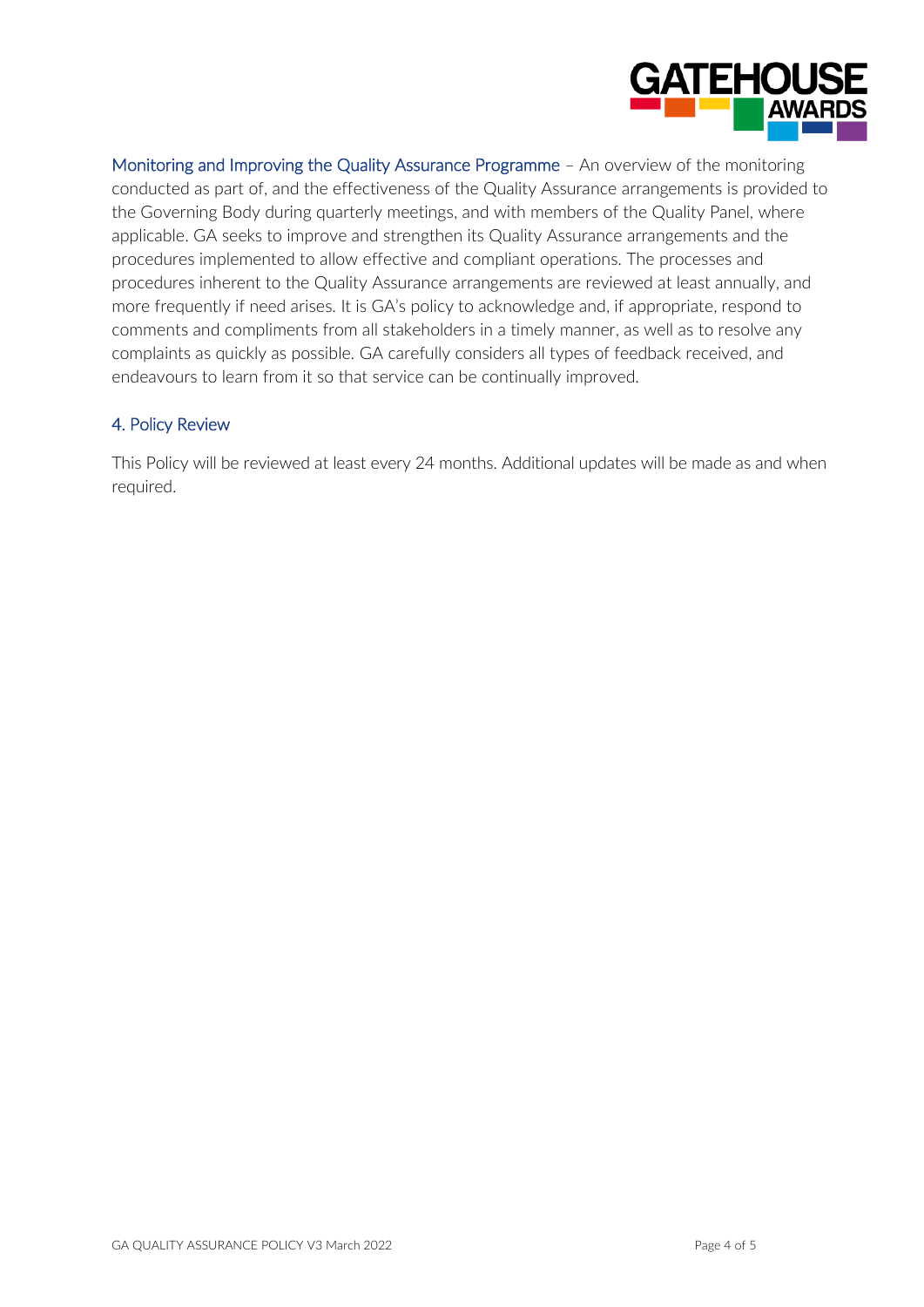Monitoring and Improving the Quality Assurance Programme – An overview of the monitoring conducted as part of, and the effectiveness of the Quality Assurance arrangements is provided to the Governing Body during quarterly meetings, and with members of the Quality Panel, where applicable. GA seeks to improve and strengthen its Quality Assurance arrangements and the procedures implemented to allow effective and compliant operations. The processes and procedures inherent to the Quality Assurance arrangements are reviewed at least annually, and more frequently if need arises. It is GA's policy to acknowledge and, if appropriate, respond to comments and compliments from all stakeholders in a timely manner, as well as to resolve any complaints as quickly as possible. GA carefully considers all types of feedback received, and endeavours to learn from it so that service can be continually improved.

## 4. Policy Review

This Policy will be reviewed at least every 24 months. Additional updates will be made as and when required.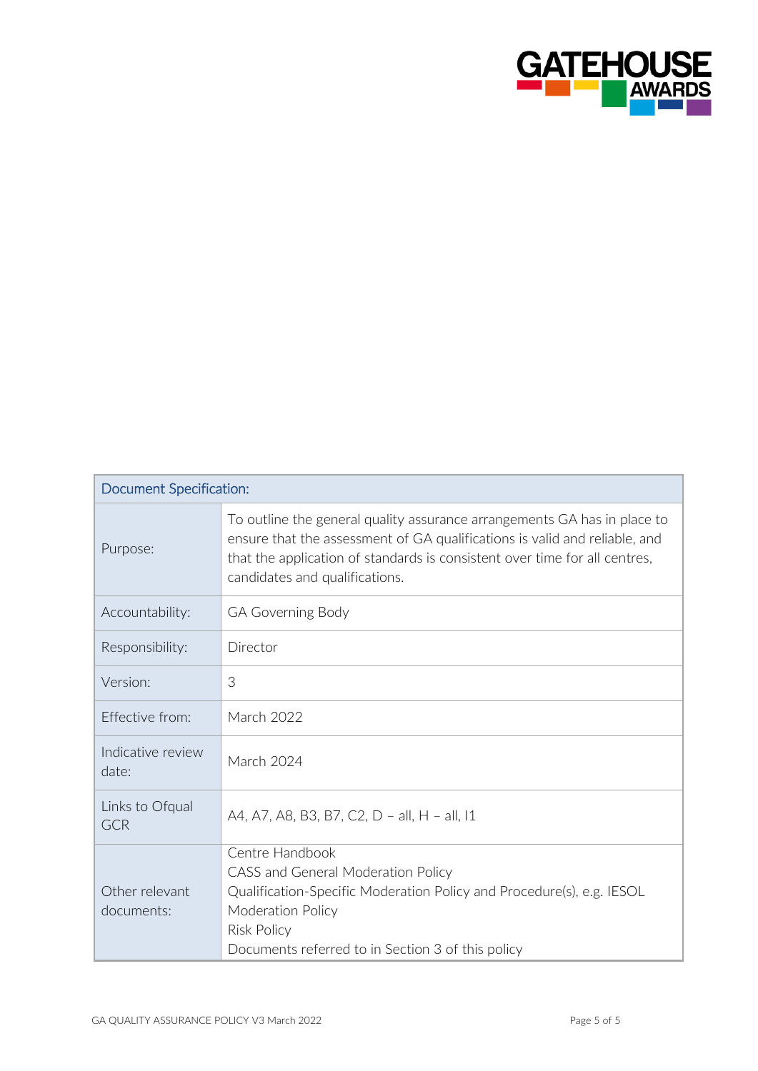| Document Specification: | |
|---|---|
| Purpose: | To outline the general quality assurance arrangements GA has in place to ensure that the assessment of GA qualifications is valid and reliable, and that the application of standards is consistent over time for all centres, candidates and qualifications. |
| Accountability: | GA Governing Body |
| Responsibility: | Director |
| Version: | 3 |
| Effective from: | March 2022 |
| Indicative review date: | March 2024 |
| Links to Ofqual GCR | A4, A7, A8, B3, B7, C2, D – all, H – all, I1 |
| Other relevant documents: | Centre Handbook<br>CASS and General Moderation Policy<br>Qualification-Specific Moderation Policy and Procedure(s), e.g. IESOL Moderation Policy<br>Risk Policy<br>Documents referred to in Section 3 of this policy |